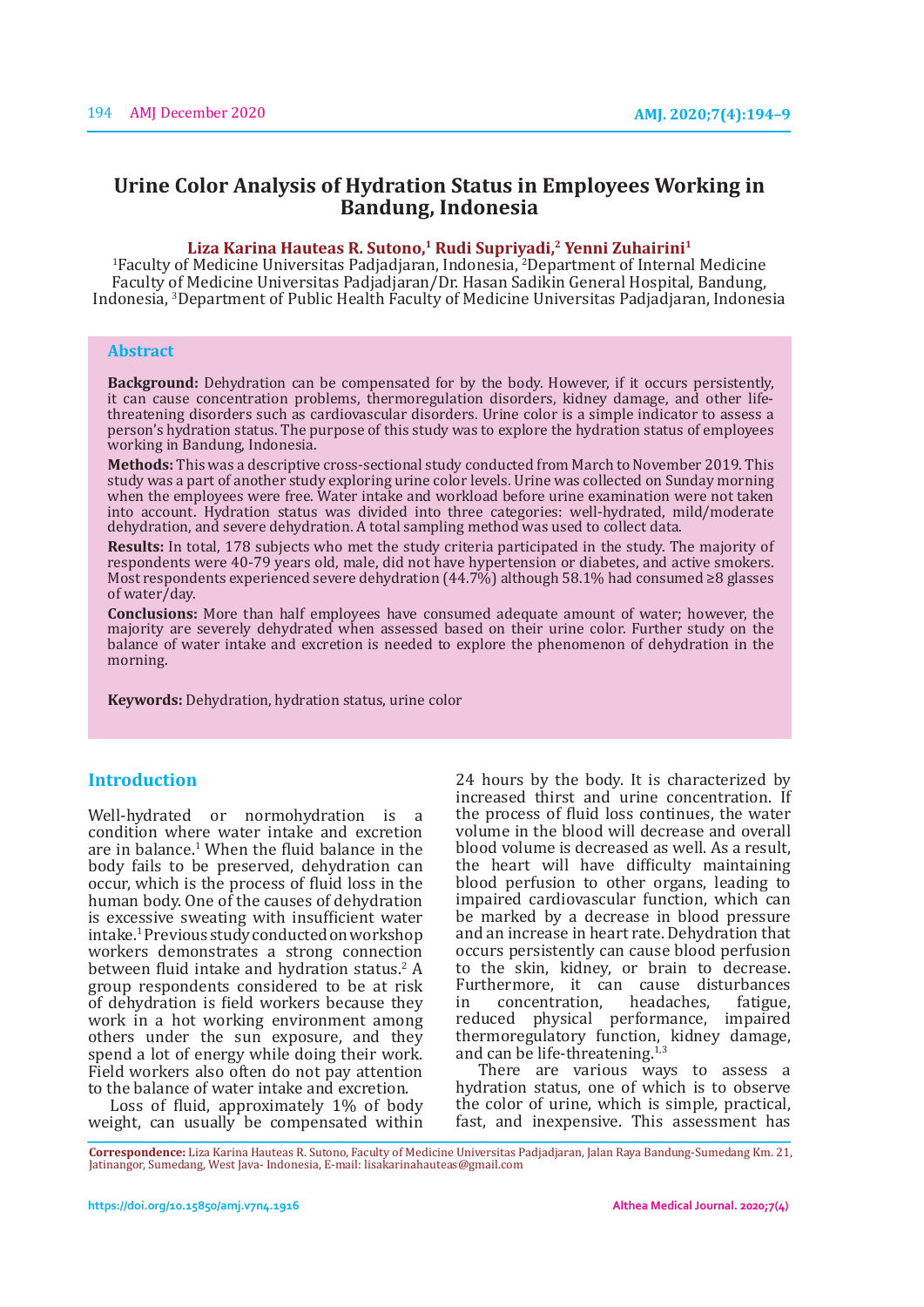# Urine Color Analysis of Hydration Status in Employees Working in Bandung, Indonesia

**Liza Karina Hauteas R. Sutono,[1] Rudi Supriyadi,[2] Yenni Zuhairini[1]**

[1]Faculty of Medicine Universitas Padjadjaran, Indonesia, [2]Department of Internal Medicine Faculty of Medicine Universitas Padjadjaran/Dr. Hasan Sadikin General Hospital, Bandung, Indonesia, [3]Department of Public Health Faculty of Medicine Universitas Padjadjaran, Indonesia

## Abstract

**Background:** Dehydration can be compensated for by the body. However, if it occurs persistently, it can cause concentration problems, thermoregulation disorders, kidney damage, and other life-threatening disorders such as cardiovascular disorders. Urine color is a simple indicator to assess a person's hydration status. The purpose of this study was to explore the hydration status of employees working in Bandung, Indonesia.

**Methods:** This was a descriptive cross-sectional study conducted from March to November 2019. This study was a part of another study exploring urine color levels. Urine was collected on Sunday morning when the employees were free. Water intake and workload before urine examination were not taken into account. Hydration status was divided into three categories: well-hydrated, mild/moderate dehydration, and severe dehydration. A total sampling method was used to collect data.

**Results:** In total, 178 subjects who met the study criteria participated in the study. The majority of respondents were 40-79 years old, male, did not have hypertension or diabetes, and active smokers. Most respondents experienced severe dehydration (44.7%) although 58.1% had consumed ≥8 glasses of water/day.

**Conclusions:** More than half employees have consumed adequate amount of water; however, the majority are severely dehydrated when assessed based on their urine color. Further study on the balance of water intake and excretion is needed to explore the phenomenon of dehydration in the morning.

**Keywords:** Dehydration, hydration status, urine color

## Introduction

Well-hydrated or normohydration is a condition where water intake and excretion are in balance.[1] When the fluid balance in the body fails to be preserved, dehydration can occur, which is the process of fluid loss in the human body. One of the causes of dehydration is excessive sweating with insufficient water intake.[1] Previous study conducted on workshop workers demonstrates a strong connection between fluid intake and hydration status.[2] A group respondents considered to be at risk of dehydration is field workers because they work in a hot working environment among others under the sun exposure, and they spend a lot of energy while doing their work. Field workers also often do not pay attention to the balance of water intake and excretion.

Loss of fluid, approximately 1% of body weight, can usually be compensated within 24 hours by the body. It is characterized by increased thirst and urine concentration. If the process of fluid loss continues, the water volume in the blood will decrease and overall blood volume is decreased as well. As a result, the heart will have difficulty maintaining blood perfusion to other organs, leading to impaired cardiovascular function, which can be marked by a decrease in blood pressure and an increase in heart rate. Dehydration that occurs persistently can cause blood perfusion to the skin, kidney, or brain to decrease. Furthermore, it can cause disturbances in concentration, headaches, fatigue, reduced physical performance, impaired thermoregulatory function, kidney damage, and can be life-threatening.[1,3]

There are various ways to assess a hydration status, one of which is to observe the color of urine, which is simple, practical, fast, and inexpensive. This assessment has

**Correspondence:** Liza Karina Hauteas R. Sutono, Faculty of Medicine Universitas Padjadjaran, Jalan Raya Bandung-Sumedang Km. 21, Jatinangor, Sumedang, West Java- Indonesia, E-mail: lisakarinahauteas@gmail.com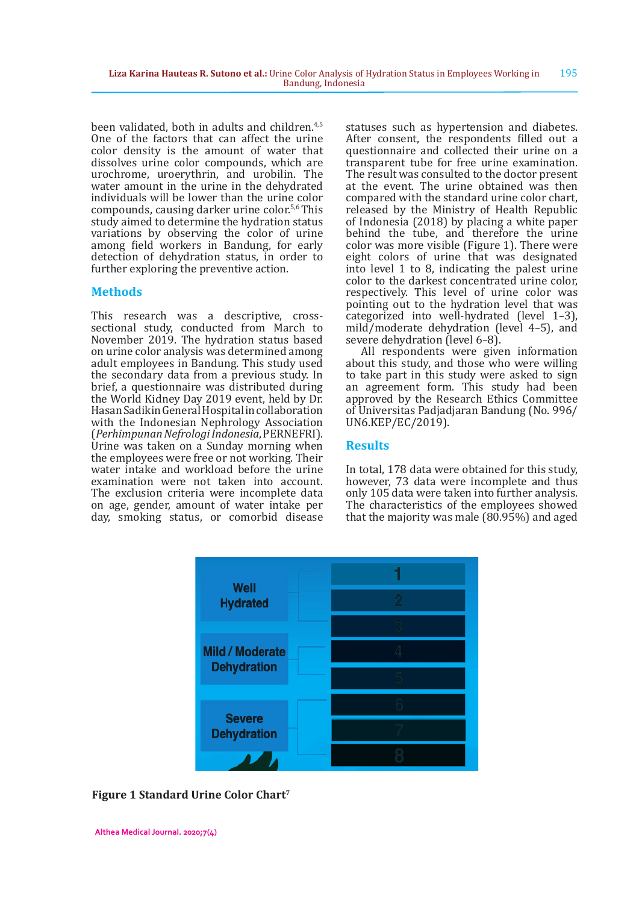been validated, both in adults and children.[4,5] One of the factors that can affect the urine color density is the amount of water that dissolves urine color compounds, which are urochrome, uroerythrin, and urobilin. The water amount in the urine in the dehydrated individuals will be lower than the urine color compounds, causing darker urine color.[5,6] This study aimed to determine the hydration status variations by observing the color of urine among field workers in Bandung, for early detection of dehydration status, in order to further exploring the preventive action.

## Methods

This research was a descriptive, cross-sectional study, conducted from March to November 2019. The hydration status based on urine color analysis was determined among adult employees in Bandung. This study used the secondary data from a previous study. In brief, a questionnaire was distributed during the World Kidney Day 2019 event, held by Dr. Hasan Sadikin General Hospital in collaboration with the Indonesian Nephrology Association (*Perhimpunan Nefrologi Indonesia*, PERNEFRI). Urine was taken on a Sunday morning when the employees were free or not working. Their water intake and workload before the urine examination were not taken into account. The exclusion criteria were incomplete data on age, gender, amount of water intake per day, smoking status, or comorbid disease statuses such as hypertension and diabetes. After consent, the respondents filled out a questionnaire and collected their urine on a transparent tube for free urine examination. The result was consulted to the doctor present at the event. The urine obtained was then compared with the standard urine color chart, released by the Ministry of Health Republic of Indonesia (2018) by placing a white paper behind the tube, and therefore the urine color was more visible (Figure 1). There were eight colors of urine that was designated into level 1 to 8, indicating the palest urine color to the darkest concentrated urine color, respectively. This level of urine color was pointing out to the hydration level that was categorized into well-hydrated (level 1–3), mild/moderate dehydration (level 4–5), and severe dehydration (level 6–8).

All respondents were given information about this study, and those who were willing to take part in this study were asked to sign an agreement form. This study had been approved by the Research Ethics Committee of Universitas Padjadjaran Bandung (No. 996/UN6.KEP/EC/2019).

## Results

In total, 178 data were obtained for this study, however, 73 data were incomplete and thus only 105 data were taken into further analysis. The characteristics of the employees showed that the majority was male (80.95%) and aged

Well Hydrated | Mild / Moderate Dehydration | Severe Dehydration | 1 2 3 4 5 6 7 8

**Figure 1 Standard Urine Color Chart**[7]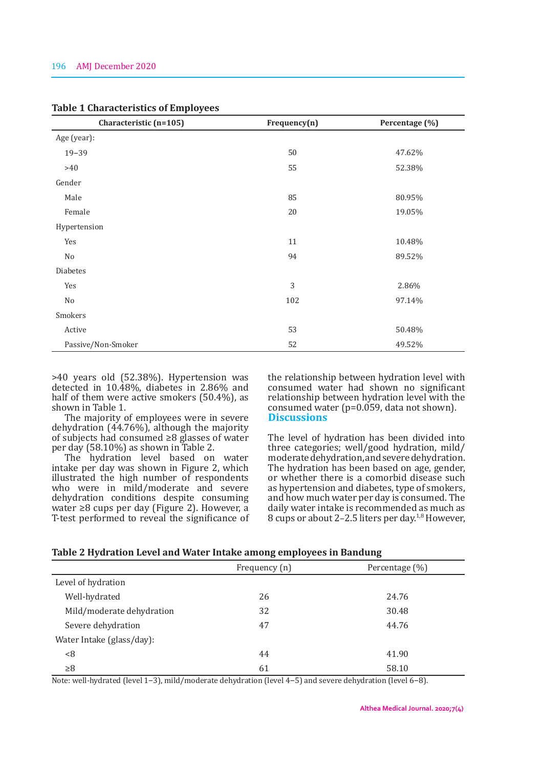**Table 1 Characteristics of Employees**

| Characteristic (n=105) | Frequency(n) | Percentage (%) |
|---|---|---|
| Age (year): | | |
| 19–39 | 50 | 47.62% |
| >40 | 55 | 52.38% |
| Gender | | |
| Male | 85 | 80.95% |
| Female | 20 | 19.05% |
| Hypertension | | |
| Yes | 11 | 10.48% |
| No | 94 | 89.52% |
| Diabetes | | |
| Yes | 3 | 2.86% |
| No | 102 | 97.14% |
| Smokers | | |
| Active | 53 | 50.48% |
| Passive/Non-Smoker | 52 | 49.52% |

>40 years old (52.38%). Hypertension was detected in 10.48%, diabetes in 2.86% and half of them were active smokers (50.4%), as shown in Table 1.

The majority of employees were in severe dehydration (44.76%), although the majority of subjects had consumed ≥8 glasses of water per day (58.10%) as shown in Table 2.

The hydration level based on water intake per day was shown in Figure 2, which illustrated the high number of respondents who were in mild/moderate and severe dehydration conditions despite consuming water ≥8 cups per day (Figure 2). However, a T-test performed to reveal the significance of the relationship between hydration level with consumed water had shown no significant relationship between hydration level with the consumed water (p=0.059, data not shown).

## Discussions

The level of hydration has been divided into three categories; well/good hydration, mild/moderate dehydration, and severe dehydration. The hydration has been based on age, gender, or whether there is a comorbid disease such as hypertension and diabetes, type of smokers, and how much water per day is consumed. The daily water intake is recommended as much as 8 cups or about 2–2.5 liters per day.[1,8] However,

**Table 2 Hydration Level and Water Intake among employees in Bandung**

| | Frequency (n) | Percentage (%) |
|---|---|---|
| Level of hydration | | |
| Well-hydrated | 26 | 24.76 |
| Mild/moderate dehydration | 32 | 30.48 |
| Severe dehydration | 47 | 44.76 |
| Water Intake (glass/day): | | |
| <8 | 44 | 41.90 |
| ≥8 | 61 | 58.10 |

Note: well-hydrated (level 1–3), mild/moderate dehydration (level 4–5) and severe dehydration (level 6–8).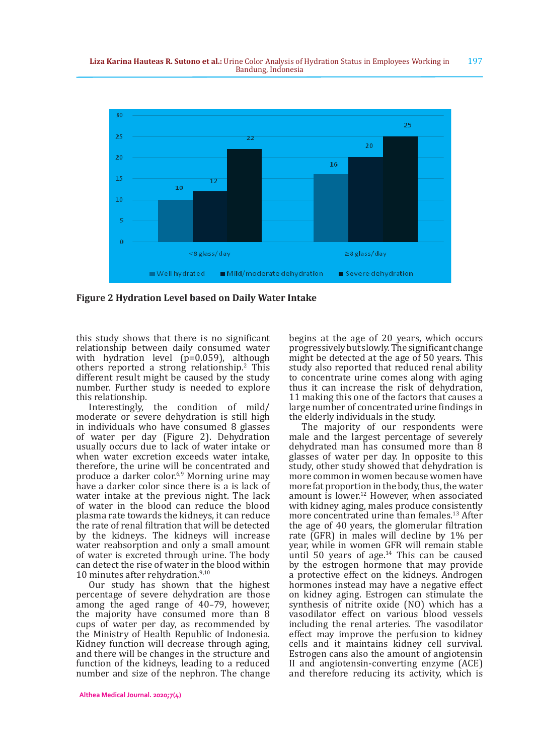**Figure 2 Hydration Level based on Daily Water Intake**

this study shows that there is no significant relationship between daily consumed water with hydration level (p=0.059), although others reported a strong relationship.[2] This different result might be caused by the study number. Further study is needed to explore this relationship.

Interestingly, the condition of mild/moderate or severe dehydration is still high in individuals who have consumed 8 glasses of water per day (Figure 2). Dehydration usually occurs due to lack of water intake or when water excretion exceeds water intake, therefore, the urine will be concentrated and produce a darker color.[6,9] Morning urine may have a darker color since there is a is lack of water intake at the previous night. The lack of water in the blood can reduce the blood plasma rate towards the kidneys, it can reduce the rate of renal filtration that will be detected by the kidneys. The kidneys will increase water reabsorption and only a small amount of water is excreted through urine. The body can detect the rise of water in the blood within 10 minutes after rehydration.[9,10]

Our study has shown that the highest percentage of severe dehydration are those among the aged range of 40–79, however, the majority have consumed more than 8 cups of water per day, as recommended by the Ministry of Health Republic of Indonesia. Kidney function will decrease through aging, and there will be changes in the structure and function of the kidneys, leading to a reduced number and size of the nephron. The change begins at the age of 20 years, which occurs progressively but slowly. The significant change might be detected at the age of 50 years. This study also reported that reduced renal ability to concentrate urine comes along with aging thus it can increase the risk of dehydration,11 making this one of the factors that causes a large number of concentrated urine findings in the elderly individuals in the study.

The majority of our respondents were male and the largest percentage of severely dehydrated man has consumed more than 8 glasses of water per day. In opposite to this study, other study showed that dehydration is more common in women because women have more fat proportion in the body, thus, the water amount is lower.[12] However, when associated with kidney aging, males produce consistently more concentrated urine than females.[13] After the age of 40 years, the glomerular filtration rate (GFR) in males will decline by 1% per year, while in women GFR will remain stable until 50 years of age.[14] This can be caused by the estrogen hormone that may provide a protective effect on the kidneys. Androgen hormones instead may have a negative effect on kidney aging. Estrogen can stimulate the synthesis of nitrite oxide (NO) which has a vasodilator effect on various blood vessels including the renal arteries. The vasodilator effect may improve the perfusion to kidney cells and it maintains kidney cell survival. Estrogen cans also the amount of angiotensin II and angiotensin-converting enzyme (ACE) and therefore reducing its activity, which is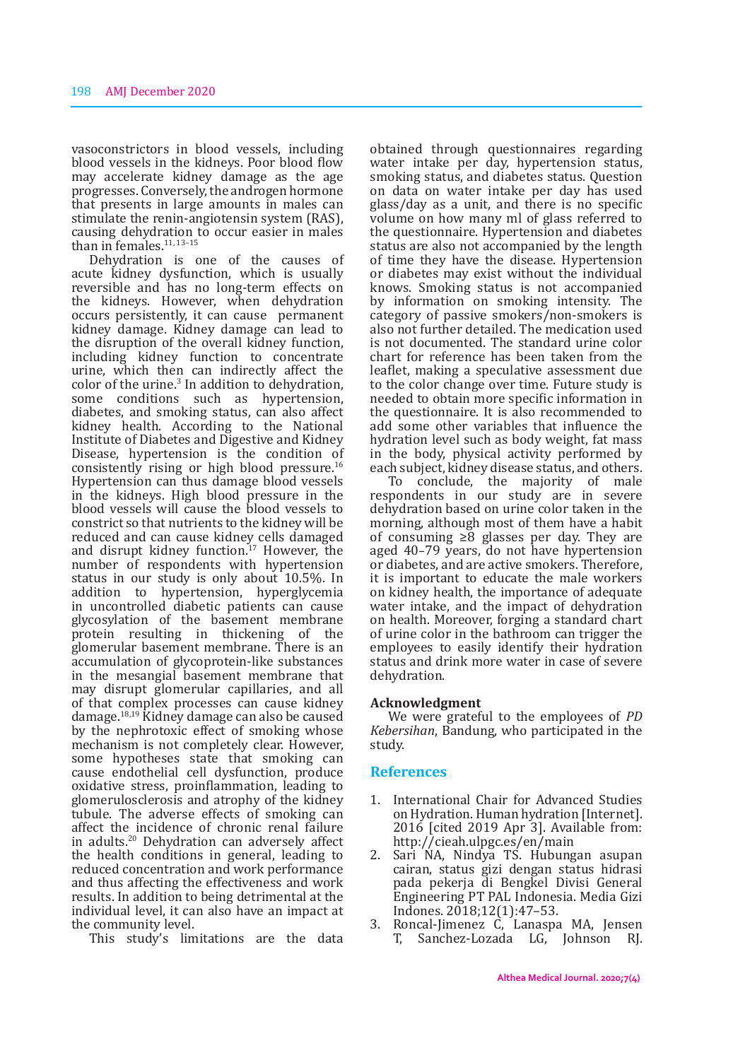vasoconstrictors in blood vessels, including blood vessels in the kidneys. Poor blood flow may accelerate kidney damage as the age progresses. Conversely, the androgen hormone that presents in large amounts in males can stimulate the renin-angiotensin system (RAS), causing dehydration to occur easier in males than in females.[11,13–15]

Dehydration is one of the causes of acute kidney dysfunction, which is usually reversible and has no long-term effects on the kidneys. However, when dehydration occurs persistently, it can cause permanent kidney damage. Kidney damage can lead to the disruption of the overall kidney function, including kidney function to concentrate urine, which then can indirectly affect the color of the urine.[3] In addition to dehydration, some conditions such as hypertension, diabetes, and smoking status, can also affect kidney health. According to the National Institute of Diabetes and Digestive and Kidney Disease, hypertension is the condition of consistently rising or high blood pressure.[16] Hypertension can thus damage blood vessels in the kidneys. High blood pressure in the blood vessels will cause the blood vessels to constrict so that nutrients to the kidney will be reduced and can cause kidney cells damaged and disrupt kidney function.[17] However, the number of respondents with hypertension status in our study is only about 10.5%. In addition to hypertension, hyperglycemia in uncontrolled diabetic patients can cause glycosylation of the basement membrane protein resulting in thickening of the glomerular basement membrane. There is an accumulation of glycoprotein-like substances in the mesangial basement membrane that may disrupt glomerular capillaries, and all of that complex processes can cause kidney damage.[18,19] Kidney damage can also be caused by the nephrotoxic effect of smoking whose mechanism is not completely clear. However, some hypotheses state that smoking can cause endothelial cell dysfunction, produce oxidative stress, proinflammation, leading to glomerulosclerosis and atrophy of the kidney tubule. The adverse effects of smoking can affect the incidence of chronic renal failure in adults.[20] Dehydration can adversely affect the health conditions in general, leading to reduced concentration and work performance and thus affecting the effectiveness and work results. In addition to being detrimental at the individual level, it can also have an impact at the community level.

This study's limitations are the data obtained through questionnaires regarding water intake per day, hypertension status, smoking status, and diabetes status. Question on data on water intake per day has used glass/day as a unit, and there is no specific volume on how many ml of glass referred to the questionnaire. Hypertension and diabetes status are also not accompanied by the length of time they have the disease. Hypertension or diabetes may exist without the individual knows. Smoking status is not accompanied by information on smoking intensity. The category of passive smokers/non-smokers is also not further detailed. The medication used is not documented. The standard urine color chart for reference has been taken from the leaflet, making a speculative assessment due to the color change over time. Future study is needed to obtain more specific information in the questionnaire. It is also recommended to add some other variables that influence the hydration level such as body weight, fat mass in the body, physical activity performed by each subject, kidney disease status, and others.

To conclude, the majority of male respondents in our study are in severe dehydration based on urine color taken in the morning, although most of them have a habit of consuming ≥8 glasses per day. They are aged 40–79 years, do not have hypertension or diabetes, and are active smokers. Therefore, it is important to educate the male workers on kidney health, the importance of adequate water intake, and the impact of dehydration on health. Moreover, forging a standard chart of urine color in the bathroom can trigger the employees to easily identify their hydration status and drink more water in case of severe dehydration.

## Acknowledgment

We were grateful to the employees of *PD Kebersihan*, Bandung, who participated in the study.

## References

1. International Chair for Advanced Studies on Hydration. Human hydration [Internet]. 2016 [cited 2019 Apr 3]. Available from: http://cieah.ulpgc.es/en/main
2. Sari NA, Nindya TS. Hubungan asupan cairan, status gizi dengan status hidrasi pada pekerja di Bengkel Divisi General Engineering PT PAL Indonesia. Media Gizi Indones. 2018;12(1):47–53.
3. Roncal-Jimenez C, Lanaspa MA, Jensen T, Sanchez-Lozada LG, Johnson RJ.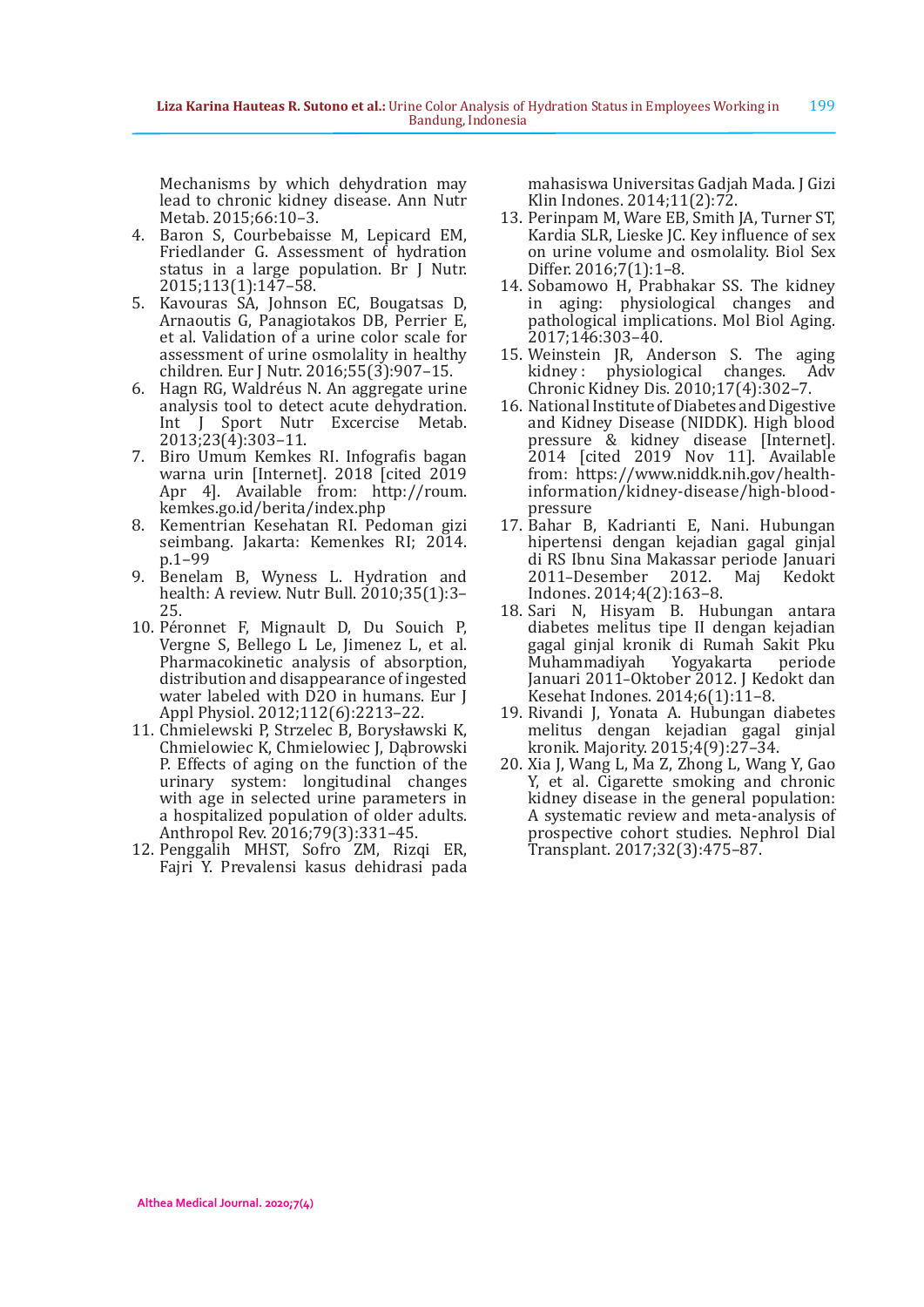Mechanisms by which dehydration may lead to chronic kidney disease. Ann Nutr Metab. 2015;66:10–3.

4. Baron S, Courbebaisse M, Lepicard EM, Friedlander G. Assessment of hydration status in a large population. Br J Nutr. 2015;113(1):147–58.
5. Kavouras SA, Johnson EC, Bougatsas D, Arnaoutis G, Panagiotakos DB, Perrier E, et al. Validation of a urine color scale for assessment of urine osmolality in healthy children. Eur J Nutr. 2016;55(3):907–15.
6. Hagn RG, Waldréus N. An aggregate urine analysis tool to detect acute dehydration. Int J Sport Nutr Excercise Metab. 2013;23(4):303–11.
7. Biro Umum Kemkes RI. Infografis bagan warna urin [Internet]. 2018 [cited 2019 Apr 4]. Available from: http://roum.kemkes.go.id/berita/index.php
8. Kementrian Kesehatan RI. Pedoman gizi seimbang. Jakarta: Kemenkes RI; 2014. p.1–99
9. Benelam B, Wyness L. Hydration and health: A review. Nutr Bull. 2010;35(1):3–25.
10. Péronnet F, Mignault D, Du Souich P, Vergne S, Bellego L Le, Jimenez L, et al. Pharmacokinetic analysis of absorption, distribution and disappearance of ingested water labeled with D2O in humans. Eur J Appl Physiol. 2012;112(6):2213–22.
11. Chmielewski P, Strzelec B, Borysławski K, Chmielowiec K, Chmielowiec J, Dąbrowski P. Effects of aging on the function of the urinary system: longitudinal changes with age in selected urine parameters in a hospitalized population of older adults. Anthropol Rev. 2016;79(3):331–45.
12. Penggalih MHST, Sofro ZM, Rizqi ER, Fajri Y. Prevalensi kasus dehidrasi pada mahasiswa Universitas Gadjah Mada. J Gizi Klin Indones. 2014;11(2):72.
13. Perinpam M, Ware EB, Smith JA, Turner ST, Kardia SLR, Lieske JC. Key influence of sex on urine volume and osmolality. Biol Sex Differ. 2016;7(1):1–8.
14. Sobamowo H, Prabhakar SS. The kidney in aging: physiological changes and pathological implications. Mol Biol Aging. 2017;146:303–40.
15. Weinstein JR, Anderson S. The aging kidney : physiological changes. Adv Chronic Kidney Dis. 2010;17(4):302–7.
16. National Institute of Diabetes and Digestive and Kidney Disease (NIDDK). High blood pressure & kidney disease [Internet]. 2014 [cited 2019 Nov 11]. Available from: https://www.niddk.nih.gov/health-information/kidney-disease/high-blood-pressure
17. Bahar B, Kadrianti E, Nani. Hubungan hipertensi dengan kejadian gagal ginjal di RS Ibnu Sina Makassar periode Januari 2011–Desember 2012. Maj Kedokt Indones. 2014;4(2):163–8.
18. Sari N, Hisyam B. Hubungan antara diabetes melitus tipe II dengan kejadian gagal ginjal kronik di Rumah Sakit Pku Muhammadiyah Yogyakarta periode Januari 2011–Oktober 2012. J Kedokt dan Kesehat Indones. 2014;6(1):11–8.
19. Rivandi J, Yonata A. Hubungan diabetes melitus dengan kejadian gagal ginjal kronik. Majority. 2015;4(9):27–34.
20. Xia J, Wang L, Ma Z, Zhong L, Wang Y, Gao Y, et al. Cigarette smoking and chronic kidney disease in the general population: A systematic review and meta-analysis of prospective cohort studies. Nephrol Dial Transplant. 2017;32(3):475–87.